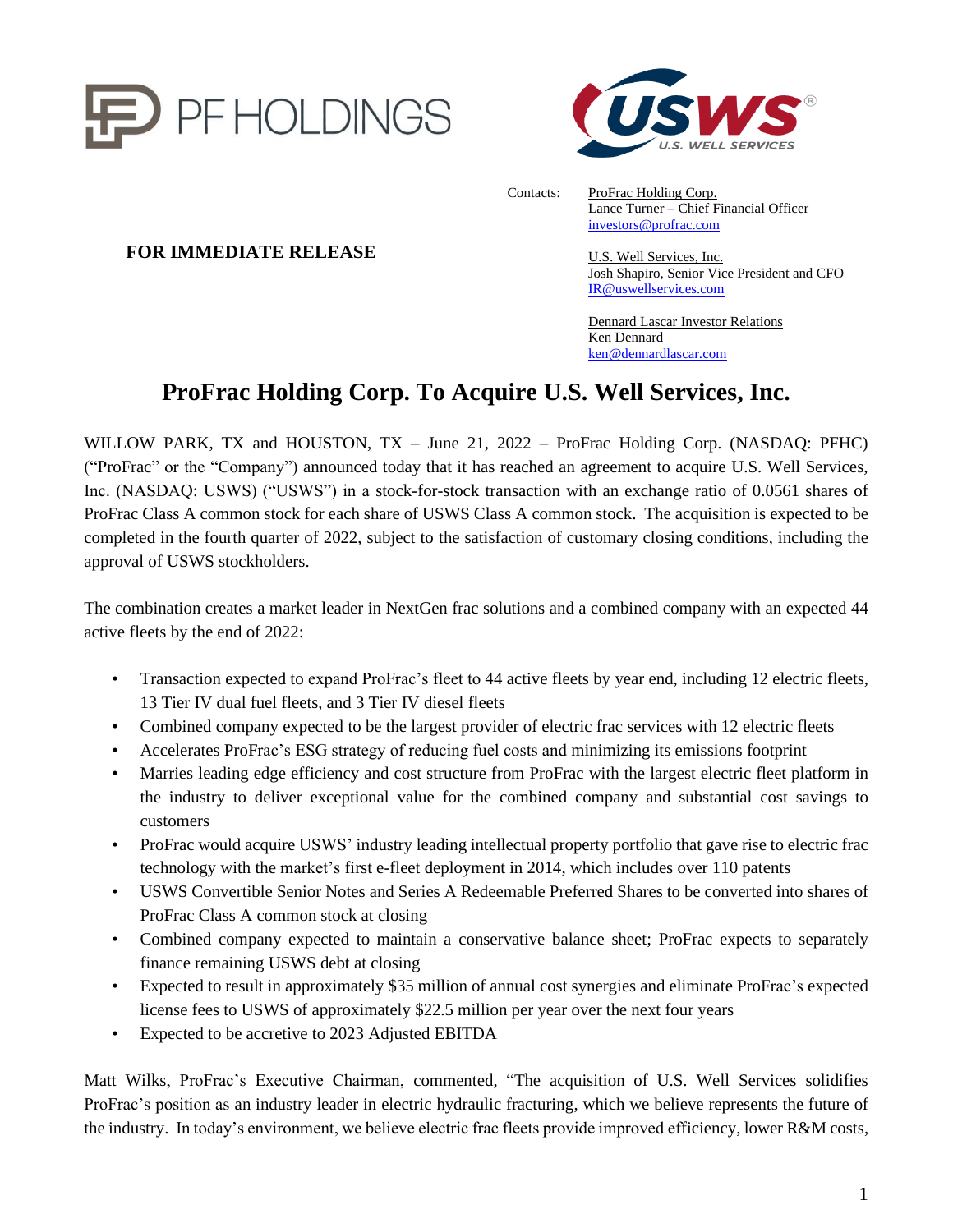PF HOLDINGS

USWS U.S. WELL SERVICES

Contacts: ProFrac Holding Corp.
Lance Turner – Chief Financial Officer
investors@profrac.com

**FOR IMMEDIATE RELEASE**

U.S. Well Services, Inc.
Josh Shapiro, Senior Vice President and CFO
IR@uswellservices.com

Dennard Lascar Investor Relations
Ken Dennard
ken@dennardlascar.com

# ProFrac Holding Corp. To Acquire U.S. Well Services, Inc.

WILLOW PARK, TX and HOUSTON, TX – June 21, 2022 – ProFrac Holding Corp. (NASDAQ: PFHC) ("ProFrac" or the "Company") announced today that it has reached an agreement to acquire U.S. Well Services, Inc. (NASDAQ: USWS) ("USWS") in a stock-for-stock transaction with an exchange ratio of 0.0561 shares of ProFrac Class A common stock for each share of USWS Class A common stock. The acquisition is expected to be completed in the fourth quarter of 2022, subject to the satisfaction of customary closing conditions, including the approval of USWS stockholders.

The combination creates a market leader in NextGen frac solutions and a combined company with an expected 44 active fleets by the end of 2022:

- Transaction expected to expand ProFrac's fleet to 44 active fleets by year end, including 12 electric fleets, 13 Tier IV dual fuel fleets, and 3 Tier IV diesel fleets
- Combined company expected to be the largest provider of electric frac services with 12 electric fleets
- Accelerates ProFrac's ESG strategy of reducing fuel costs and minimizing its emissions footprint
- Marries leading edge efficiency and cost structure from ProFrac with the largest electric fleet platform in the industry to deliver exceptional value for the combined company and substantial cost savings to customers
- ProFrac would acquire USWS' industry leading intellectual property portfolio that gave rise to electric frac technology with the market's first e-fleet deployment in 2014, which includes over 110 patents
- USWS Convertible Senior Notes and Series A Redeemable Preferred Shares to be converted into shares of ProFrac Class A common stock at closing
- Combined company expected to maintain a conservative balance sheet; ProFrac expects to separately finance remaining USWS debt at closing
- Expected to result in approximately $35 million of annual cost synergies and eliminate ProFrac's expected license fees to USWS of approximately $22.5 million per year over the next four years
- Expected to be accretive to 2023 Adjusted EBITDA

Matt Wilks, ProFrac's Executive Chairman, commented, "The acquisition of U.S. Well Services solidifies ProFrac's position as an industry leader in electric hydraulic fracturing, which we believe represents the future of the industry. In today's environment, we believe electric frac fleets provide improved efficiency, lower R&M costs,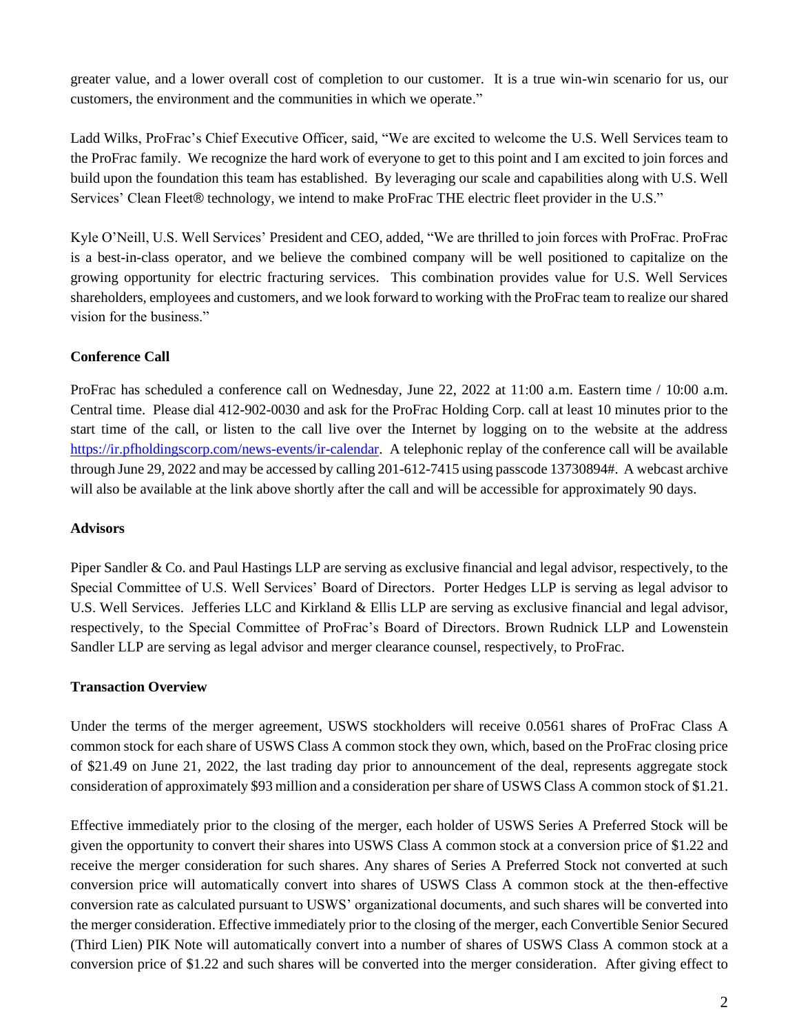greater value, and a lower overall cost of completion to our customer. It is a true win-win scenario for us, our customers, the environment and the communities in which we operate."

Ladd Wilks, ProFrac's Chief Executive Officer, said, "We are excited to welcome the U.S. Well Services team to the ProFrac family. We recognize the hard work of everyone to get to this point and I am excited to join forces and build upon the foundation this team has established. By leveraging our scale and capabilities along with U.S. Well Services' Clean Fleet® technology, we intend to make ProFrac THE electric fleet provider in the U.S."

Kyle O'Neill, U.S. Well Services' President and CEO, added, "We are thrilled to join forces with ProFrac. ProFrac is a best-in-class operator, and we believe the combined company will be well positioned to capitalize on the growing opportunity for electric fracturing services. This combination provides value for U.S. Well Services shareholders, employees and customers, and we look forward to working with the ProFrac team to realize our shared vision for the business."

**Conference Call**

ProFrac has scheduled a conference call on Wednesday, June 22, 2022 at 11:00 a.m. Eastern time / 10:00 a.m. Central time. Please dial 412-902-0030 and ask for the ProFrac Holding Corp. call at least 10 minutes prior to the start time of the call, or listen to the call live over the Internet by logging on to the website at the address https://ir.pfholdingscorp.com/news-events/ir-calendar. A telephonic replay of the conference call will be available through June 29, 2022 and may be accessed by calling 201-612-7415 using passcode 13730894#. A webcast archive will also be available at the link above shortly after the call and will be accessible for approximately 90 days.

**Advisors**

Piper Sandler & Co. and Paul Hastings LLP are serving as exclusive financial and legal advisor, respectively, to the Special Committee of U.S. Well Services' Board of Directors. Porter Hedges LLP is serving as legal advisor to U.S. Well Services. Jefferies LLC and Kirkland & Ellis LLP are serving as exclusive financial and legal advisor, respectively, to the Special Committee of ProFrac's Board of Directors. Brown Rudnick LLP and Lowenstein Sandler LLP are serving as legal advisor and merger clearance counsel, respectively, to ProFrac.

**Transaction Overview**

Under the terms of the merger agreement, USWS stockholders will receive 0.0561 shares of ProFrac Class A common stock for each share of USWS Class A common stock they own, which, based on the ProFrac closing price of $21.49 on June 21, 2022, the last trading day prior to announcement of the deal, represents aggregate stock consideration of approximately $93 million and a consideration per share of USWS Class A common stock of $1.21.

Effective immediately prior to the closing of the merger, each holder of USWS Series A Preferred Stock will be given the opportunity to convert their shares into USWS Class A common stock at a conversion price of $1.22 and receive the merger consideration for such shares. Any shares of Series A Preferred Stock not converted at such conversion price will automatically convert into shares of USWS Class A common stock at the then-effective conversion rate as calculated pursuant to USWS' organizational documents, and such shares will be converted into the merger consideration. Effective immediately prior to the closing of the merger, each Convertible Senior Secured (Third Lien) PIK Note will automatically convert into a number of shares of USWS Class A common stock at a conversion price of $1.22 and such shares will be converted into the merger consideration. After giving effect to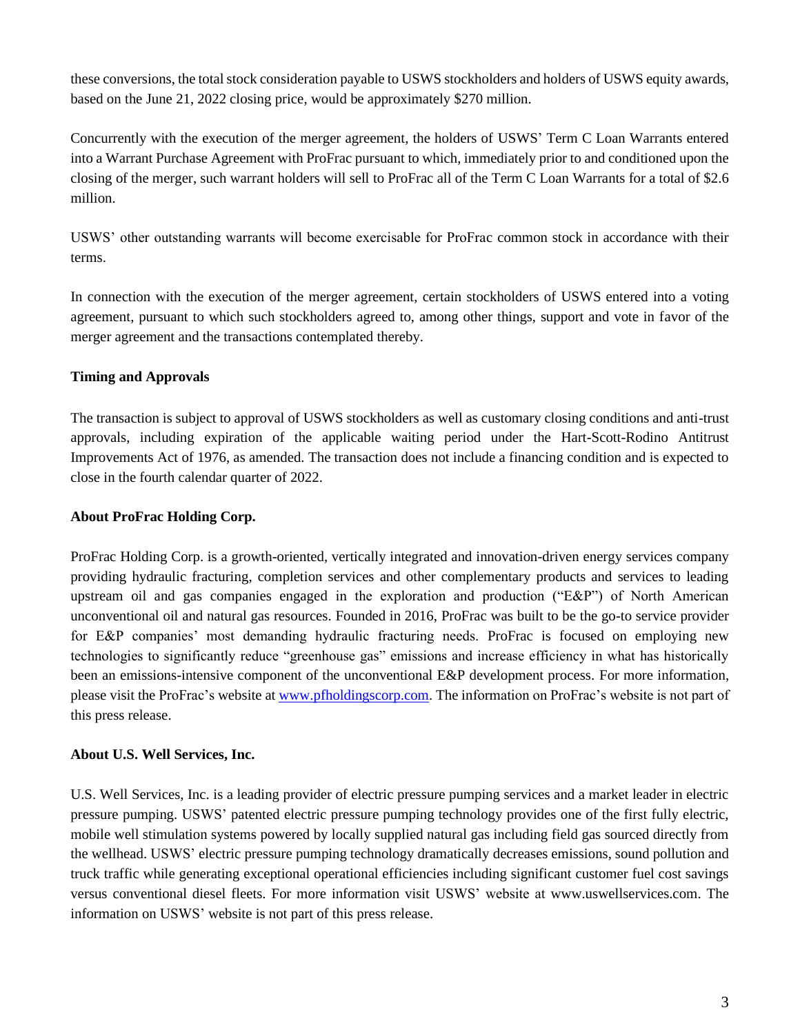these conversions, the total stock consideration payable to USWS stockholders and holders of USWS equity awards, based on the June 21, 2022 closing price, would be approximately $270 million.

Concurrently with the execution of the merger agreement, the holders of USWS' Term C Loan Warrants entered into a Warrant Purchase Agreement with ProFrac pursuant to which, immediately prior to and conditioned upon the closing of the merger, such warrant holders will sell to ProFrac all of the Term C Loan Warrants for a total of $2.6 million.

USWS' other outstanding warrants will become exercisable for ProFrac common stock in accordance with their terms.

In connection with the execution of the merger agreement, certain stockholders of USWS entered into a voting agreement, pursuant to which such stockholders agreed to, among other things, support and vote in favor of the merger agreement and the transactions contemplated thereby.

**Timing and Approvals**

The transaction is subject to approval of USWS stockholders as well as customary closing conditions and anti-trust approvals, including expiration of the applicable waiting period under the Hart-Scott-Rodino Antitrust Improvements Act of 1976, as amended. The transaction does not include a financing condition and is expected to close in the fourth calendar quarter of 2022.

**About ProFrac Holding Corp.**

ProFrac Holding Corp. is a growth-oriented, vertically integrated and innovation-driven energy services company providing hydraulic fracturing, completion services and other complementary products and services to leading upstream oil and gas companies engaged in the exploration and production ("E&P") of North American unconventional oil and natural gas resources. Founded in 2016, ProFrac was built to be the go-to service provider for E&P companies' most demanding hydraulic fracturing needs. ProFrac is focused on employing new technologies to significantly reduce "greenhouse gas" emissions and increase efficiency in what has historically been an emissions-intensive component of the unconventional E&P development process. For more information, please visit the ProFrac's website at [www.pfholdingscorp.com](www.pfholdingscorp.com). The information on ProFrac's website is not part of this press release.

**About U.S. Well Services, Inc.**

U.S. Well Services, Inc. is a leading provider of electric pressure pumping services and a market leader in electric pressure pumping. USWS' patented electric pressure pumping technology provides one of the first fully electric, mobile well stimulation systems powered by locally supplied natural gas including field gas sourced directly from the wellhead. USWS' electric pressure pumping technology dramatically decreases emissions, sound pollution and truck traffic while generating exceptional operational efficiencies including significant customer fuel cost savings versus conventional diesel fleets. For more information visit USWS' website at www.uswellservices.com. The information on USWS' website is not part of this press release.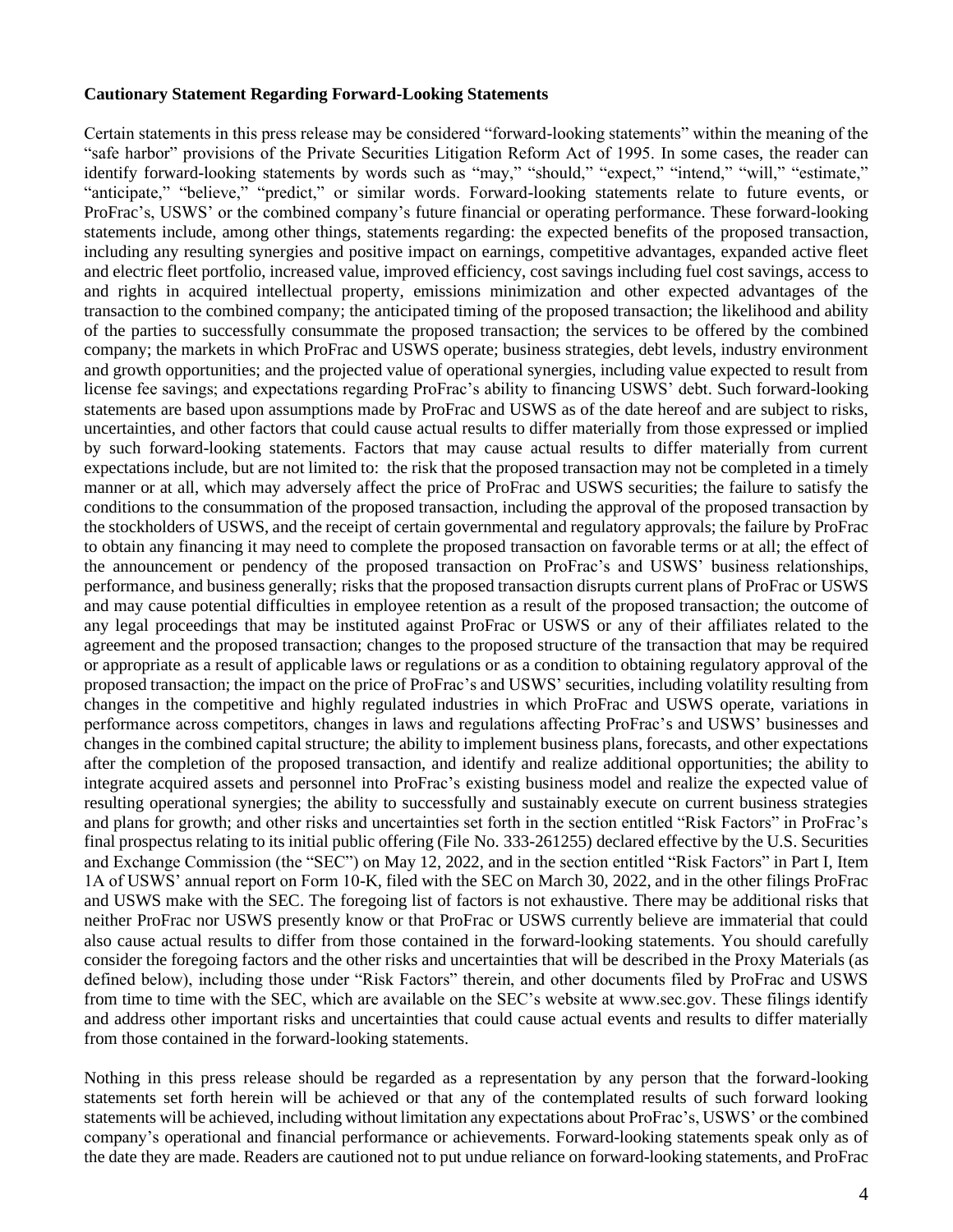**Cautionary Statement Regarding Forward-Looking Statements**

Certain statements in this press release may be considered "forward-looking statements" within the meaning of the "safe harbor" provisions of the Private Securities Litigation Reform Act of 1995. In some cases, the reader can identify forward-looking statements by words such as "may," "should," "expect," "intend," "will," "estimate," "anticipate," "believe," "predict," or similar words. Forward-looking statements relate to future events, or ProFrac's, USWS' or the combined company's future financial or operating performance. These forward-looking statements include, among other things, statements regarding: the expected benefits of the proposed transaction, including any resulting synergies and positive impact on earnings, competitive advantages, expanded active fleet and electric fleet portfolio, increased value, improved efficiency, cost savings including fuel cost savings, access to and rights in acquired intellectual property, emissions minimization and other expected advantages of the transaction to the combined company; the anticipated timing of the proposed transaction; the likelihood and ability of the parties to successfully consummate the proposed transaction; the services to be offered by the combined company; the markets in which ProFrac and USWS operate; business strategies, debt levels, industry environment and growth opportunities; and the projected value of operational synergies, including value expected to result from license fee savings; and expectations regarding ProFrac's ability to financing USWS' debt. Such forward-looking statements are based upon assumptions made by ProFrac and USWS as of the date hereof and are subject to risks, uncertainties, and other factors that could cause actual results to differ materially from those expressed or implied by such forward-looking statements. Factors that may cause actual results to differ materially from current expectations include, but are not limited to: the risk that the proposed transaction may not be completed in a timely manner or at all, which may adversely affect the price of ProFrac and USWS securities; the failure to satisfy the conditions to the consummation of the proposed transaction, including the approval of the proposed transaction by the stockholders of USWS, and the receipt of certain governmental and regulatory approvals; the failure by ProFrac to obtain any financing it may need to complete the proposed transaction on favorable terms or at all; the effect of the announcement or pendency of the proposed transaction on ProFrac's and USWS' business relationships, performance, and business generally; risks that the proposed transaction disrupts current plans of ProFrac or USWS and may cause potential difficulties in employee retention as a result of the proposed transaction; the outcome of any legal proceedings that may be instituted against ProFrac or USWS or any of their affiliates related to the agreement and the proposed transaction; changes to the proposed structure of the transaction that may be required or appropriate as a result of applicable laws or regulations or as a condition to obtaining regulatory approval of the proposed transaction; the impact on the price of ProFrac's and USWS' securities, including volatility resulting from changes in the competitive and highly regulated industries in which ProFrac and USWS operate, variations in performance across competitors, changes in laws and regulations affecting ProFrac's and USWS' businesses and changes in the combined capital structure; the ability to implement business plans, forecasts, and other expectations after the completion of the proposed transaction, and identify and realize additional opportunities; the ability to integrate acquired assets and personnel into ProFrac's existing business model and realize the expected value of resulting operational synergies; the ability to successfully and sustainably execute on current business strategies and plans for growth; and other risks and uncertainties set forth in the section entitled "Risk Factors" in ProFrac's final prospectus relating to its initial public offering (File No. 333-261255) declared effective by the U.S. Securities and Exchange Commission (the "SEC") on May 12, 2022, and in the section entitled "Risk Factors" in Part I, Item 1A of USWS' annual report on Form 10-K, filed with the SEC on March 30, 2022, and in the other filings ProFrac and USWS make with the SEC. The foregoing list of factors is not exhaustive. There may be additional risks that neither ProFrac nor USWS presently know or that ProFrac or USWS currently believe are immaterial that could also cause actual results to differ from those contained in the forward-looking statements. You should carefully consider the foregoing factors and the other risks and uncertainties that will be described in the Proxy Materials (as defined below), including those under "Risk Factors" therein, and other documents filed by ProFrac and USWS from time to time with the SEC, which are available on the SEC's website at www.sec.gov. These filings identify and address other important risks and uncertainties that could cause actual events and results to differ materially from those contained in the forward-looking statements.

Nothing in this press release should be regarded as a representation by any person that the forward-looking statements set forth herein will be achieved or that any of the contemplated results of such forward looking statements will be achieved, including without limitation any expectations about ProFrac's, USWS' or the combined company's operational and financial performance or achievements. Forward-looking statements speak only as of the date they are made. Readers are cautioned not to put undue reliance on forward-looking statements, and ProFrac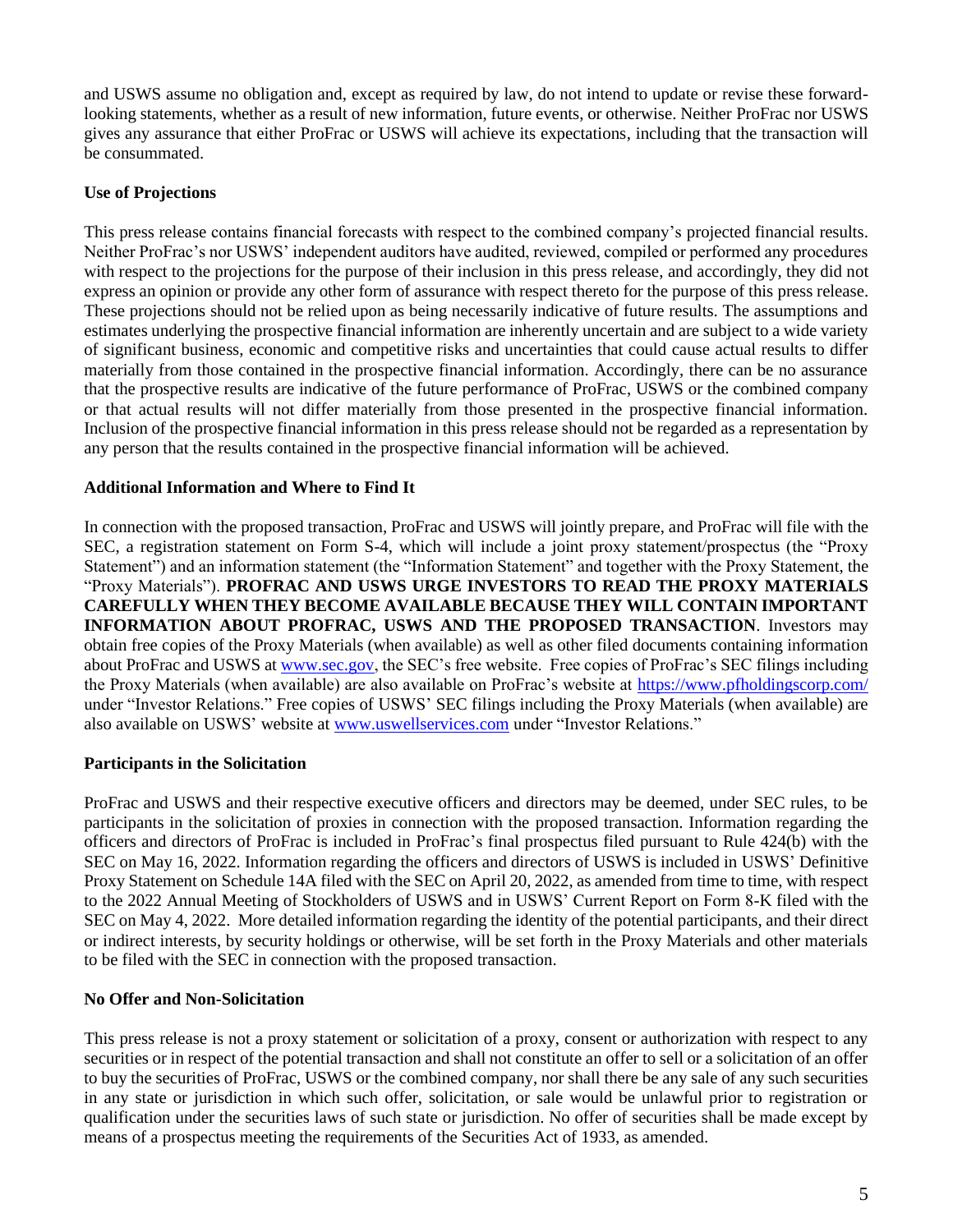and USWS assume no obligation and, except as required by law, do not intend to update or revise these forward-looking statements, whether as a result of new information, future events, or otherwise. Neither ProFrac nor USWS gives any assurance that either ProFrac or USWS will achieve its expectations, including that the transaction will be consummated.

**Use of Projections**

This press release contains financial forecasts with respect to the combined company's projected financial results. Neither ProFrac's nor USWS' independent auditors have audited, reviewed, compiled or performed any procedures with respect to the projections for the purpose of their inclusion in this press release, and accordingly, they did not express an opinion or provide any other form of assurance with respect thereto for the purpose of this press release. These projections should not be relied upon as being necessarily indicative of future results. The assumptions and estimates underlying the prospective financial information are inherently uncertain and are subject to a wide variety of significant business, economic and competitive risks and uncertainties that could cause actual results to differ materially from those contained in the prospective financial information. Accordingly, there can be no assurance that the prospective results are indicative of the future performance of ProFrac, USWS or the combined company or that actual results will not differ materially from those presented in the prospective financial information. Inclusion of the prospective financial information in this press release should not be regarded as a representation by any person that the results contained in the prospective financial information will be achieved.

**Additional Information and Where to Find It**

In connection with the proposed transaction, ProFrac and USWS will jointly prepare, and ProFrac will file with the SEC, a registration statement on Form S-4, which will include a joint proxy statement/prospectus (the "Proxy Statement") and an information statement (the "Information Statement" and together with the Proxy Statement, the "Proxy Materials"). **PROFRAC AND USWS URGE INVESTORS TO READ THE PROXY MATERIALS CAREFULLY WHEN THEY BECOME AVAILABLE BECAUSE THEY WILL CONTAIN IMPORTANT INFORMATION ABOUT PROFRAC, USWS AND THE PROPOSED TRANSACTION**. Investors may obtain free copies of the Proxy Materials (when available) as well as other filed documents containing information about ProFrac and USWS at [www.sec.gov](http://www.sec.gov), the SEC's free website. Free copies of ProFrac's SEC filings including the Proxy Materials (when available) are also available on ProFrac's website at [https://www.pfholdingscorp.com/](https://www.pfholdingscorp.com/) under "Investor Relations." Free copies of USWS' SEC filings including the Proxy Materials (when available) are also available on USWS' website at [www.uswellservices.com](http://www.uswellservices.com) under "Investor Relations."

**Participants in the Solicitation**

ProFrac and USWS and their respective executive officers and directors may be deemed, under SEC rules, to be participants in the solicitation of proxies in connection with the proposed transaction. Information regarding the officers and directors of ProFrac is included in ProFrac's final prospectus filed pursuant to Rule 424(b) with the SEC on May 16, 2022. Information regarding the officers and directors of USWS is included in USWS' Definitive Proxy Statement on Schedule 14A filed with the SEC on April 20, 2022, as amended from time to time, with respect to the 2022 Annual Meeting of Stockholders of USWS and in USWS' Current Report on Form 8-K filed with the SEC on May 4, 2022. More detailed information regarding the identity of the potential participants, and their direct or indirect interests, by security holdings or otherwise, will be set forth in the Proxy Materials and other materials to be filed with the SEC in connection with the proposed transaction.

**No Offer and Non-Solicitation**

This press release is not a proxy statement or solicitation of a proxy, consent or authorization with respect to any securities or in respect of the potential transaction and shall not constitute an offer to sell or a solicitation of an offer to buy the securities of ProFrac, USWS or the combined company, nor shall there be any sale of any such securities in any state or jurisdiction in which such offer, solicitation, or sale would be unlawful prior to registration or qualification under the securities laws of such state or jurisdiction. No offer of securities shall be made except by means of a prospectus meeting the requirements of the Securities Act of 1933, as amended.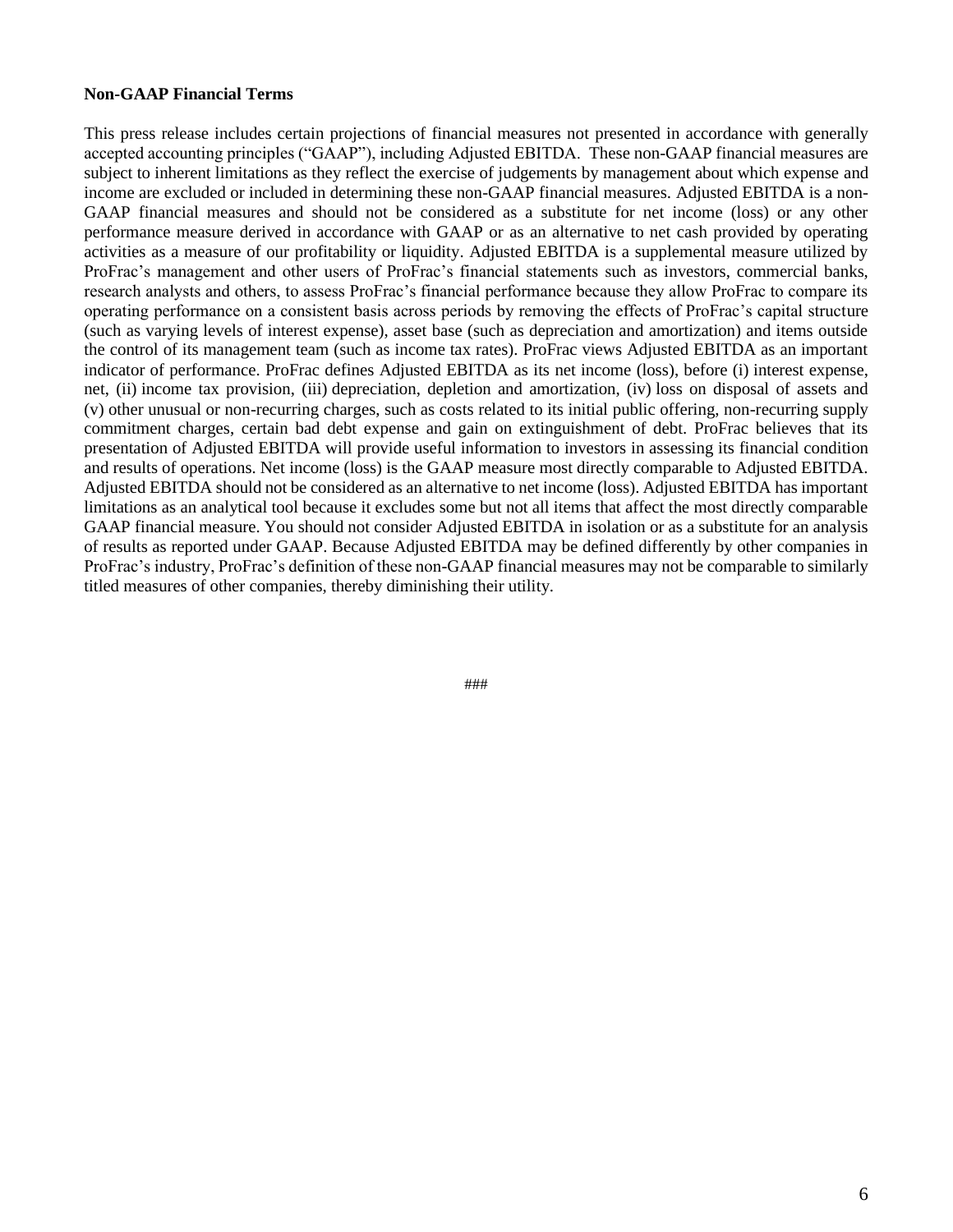**Non-GAAP Financial Terms**

This press release includes certain projections of financial measures not presented in accordance with generally accepted accounting principles ("GAAP"), including Adjusted EBITDA. These non-GAAP financial measures are subject to inherent limitations as they reflect the exercise of judgements by management about which expense and income are excluded or included in determining these non-GAAP financial measures. Adjusted EBITDA is a non-GAAP financial measures and should not be considered as a substitute for net income (loss) or any other performance measure derived in accordance with GAAP or as an alternative to net cash provided by operating activities as a measure of our profitability or liquidity. Adjusted EBITDA is a supplemental measure utilized by ProFrac's management and other users of ProFrac's financial statements such as investors, commercial banks, research analysts and others, to assess ProFrac's financial performance because they allow ProFrac to compare its operating performance on a consistent basis across periods by removing the effects of ProFrac's capital structure (such as varying levels of interest expense), asset base (such as depreciation and amortization) and items outside the control of its management team (such as income tax rates). ProFrac views Adjusted EBITDA as an important indicator of performance. ProFrac defines Adjusted EBITDA as its net income (loss), before (i) interest expense, net, (ii) income tax provision, (iii) depreciation, depletion and amortization, (iv) loss on disposal of assets and (v) other unusual or non-recurring charges, such as costs related to its initial public offering, non-recurring supply commitment charges, certain bad debt expense and gain on extinguishment of debt. ProFrac believes that its presentation of Adjusted EBITDA will provide useful information to investors in assessing its financial condition and results of operations. Net income (loss) is the GAAP measure most directly comparable to Adjusted EBITDA. Adjusted EBITDA should not be considered as an alternative to net income (loss). Adjusted EBITDA has important limitations as an analytical tool because it excludes some but not all items that affect the most directly comparable GAAP financial measure. You should not consider Adjusted EBITDA in isolation or as a substitute for an analysis of results as reported under GAAP. Because Adjusted EBITDA may be defined differently by other companies in ProFrac's industry, ProFrac's definition of these non-GAAP financial measures may not be comparable to similarly titled measures of other companies, thereby diminishing their utility.

###